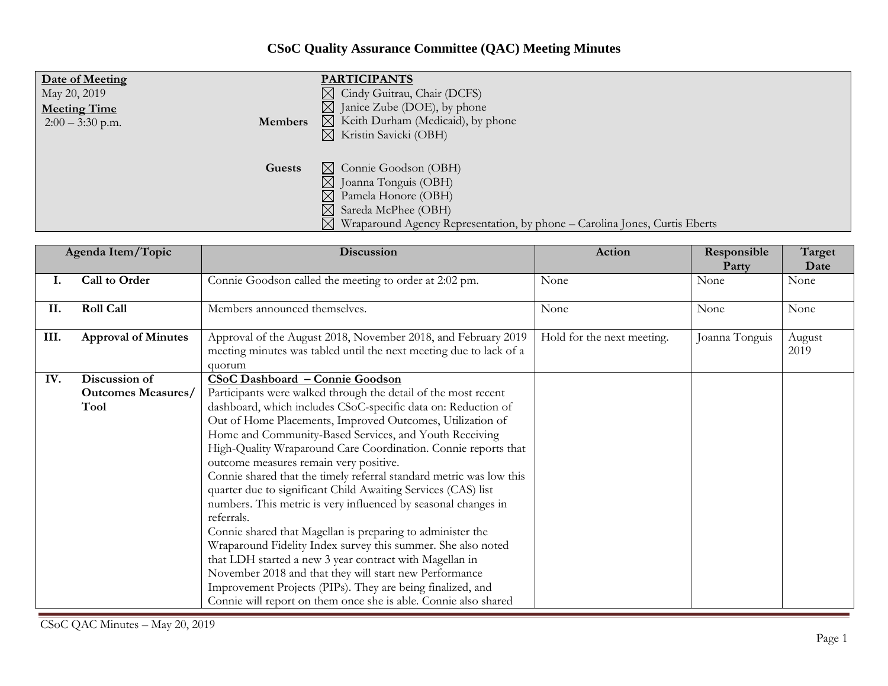# CSoC Quality Assurance Committee (QAC) Meeting Minutes

| Date of Meeting | PARTICIPANTS | |
|---|---|---|
| May 20, 2019 | Members | ☒ Cindy Guitrau, Chair (DCFS)<br>☒ Janice Zube (DOE), by phone<br>☒ Keith Durham (Medicaid), by phone<br>☒ Kristin Savicki (OBH) |
| **Meeting Time**<br>2:00 – 3:30 p.m. | Guests | ☒ Connie Goodson (OBH)<br>☒ Joanna Tonguis (OBH)<br>☒ Pamela Honore (OBH)<br>☒ Sareda McPhee (OBH)<br>☒ Wraparound Agency Representation, by phone – Carolina Jones, Curtis Eberts |

| Agenda Item/Topic | | Discussion | Action | Responsible Party | Target Date |
|---|---|---|---|---|---|
| **I.** | **Call to Order** | Connie Goodson called the meeting to order at 2:02 pm. | None | None | None |
| **II.** | **Roll Call** | Members announced themselves. | None | None | None |
| **III.** | **Approval of Minutes** | Approval of the August 2018, November 2018, and February 2019 meeting minutes was tabled until the next meeting due to lack of a quorum | Hold for the next meeting. | Joanna Tonguis | August 2019 |
| **IV.** | **Discussion of Outcomes Measures/ Tool** | **CSoC Dashboard – Connie Goodson**<br>Participants were walked through the detail of the most recent dashboard, which includes CSoC-specific data on: Reduction of Out of Home Placements, Improved Outcomes, Utilization of Home and Community-Based Services, and Youth Receiving High-Quality Wraparound Care Coordination. Connie reports that outcome measures remain very positive.<br>Connie shared that the timely referral standard metric was low this quarter due to significant Child Awaiting Services (CAS) list numbers. This metric is very influenced by seasonal changes in referrals.<br>Connie shared that Magellan is preparing to administer the Wraparound Fidelity Index survey this summer. She also noted that LDH started a new 3 year contract with Magellan in November 2018 and that they will start new Performance Improvement Projects (PIPs). They are being finalized, and Connie will report on them once she is able. Connie also shared | | | |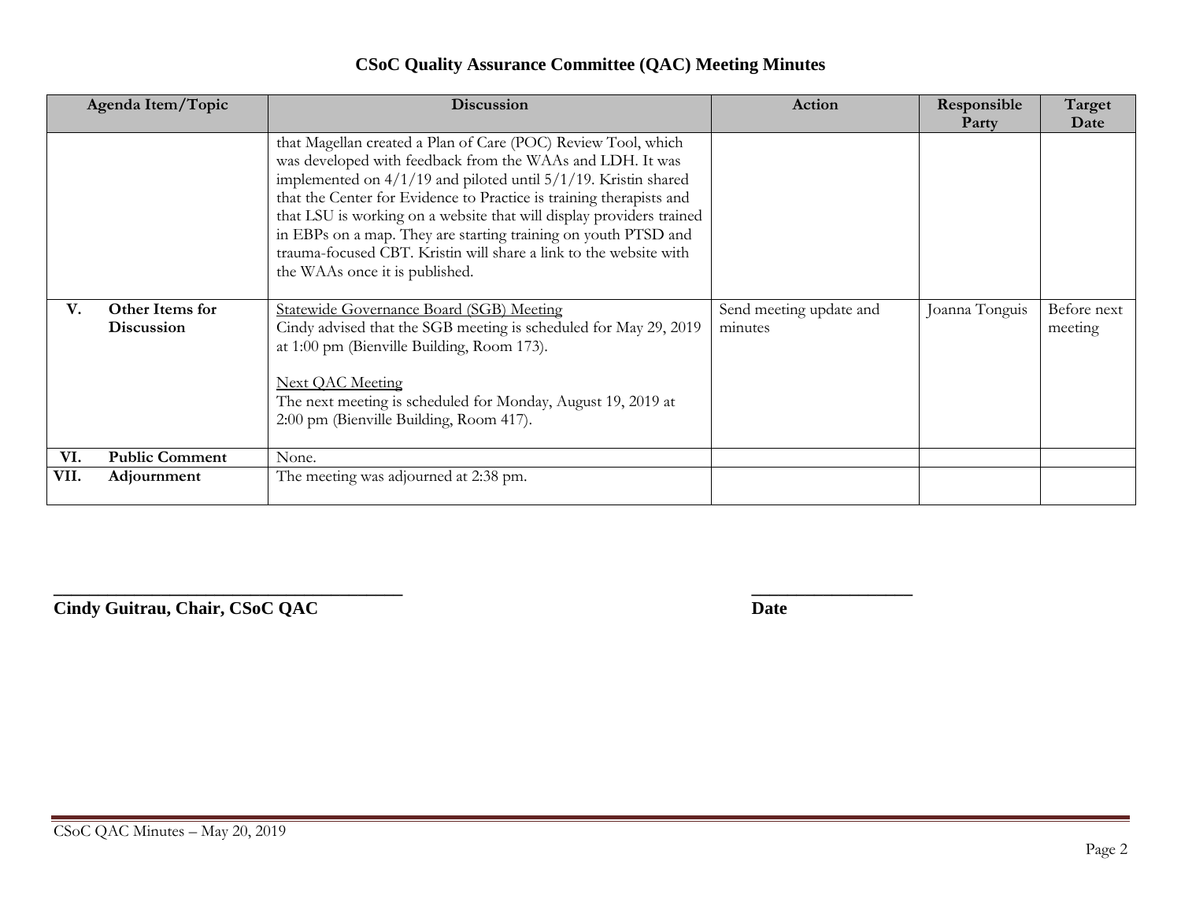# CSoC Quality Assurance Committee (QAC) Meeting Minutes

| Agenda Item/Topic | Discussion | Action | Responsible Party | Target Date |
|---|---|---|---|---|
| | that Magellan created a Plan of Care (POC) Review Tool, which was developed with feedback from the WAAs and LDH. It was implemented on 4/1/19 and piloted until 5/1/19. Kristin shared that the Center for Evidence to Practice is training therapists and that LSU is working on a website that will display providers trained in EBPs on a map. They are starting training on youth PTSD and trauma-focused CBT. Kristin will share a link to the website with the WAAs once it is published. | | | |
| **V. Other Items for Discussion** | Statewide Governance Board (SGB) Meeting<br>Cindy advised that the SGB meeting is scheduled for May 29, 2019 at 1:00 pm (Bienville Building, Room 173).<br><br>Next QAC Meeting<br>The next meeting is scheduled for Monday, August 19, 2019 at 2:00 pm (Bienville Building, Room 417). | Send meeting update and minutes | Joanna Tonguis | Before next meeting |
| **VI. Public Comment** | None. | | | |
| **VII. Adjournment** | The meeting was adjourned at 2:38 pm. | | | |

\_\_\_\_\_\_\_\_\_\_\_\_\_\_\_\_\_\_\_\_\_\_\_\_\_\_\_\_\_\_\_\_\_\_\_\_\_\_\_\_
**Cindy Guitrau, Chair, CSoC QAC**

\_\_\_\_\_\_\_\_\_\_\_\_\_\_\_\_\_\_\_\_
**Date**